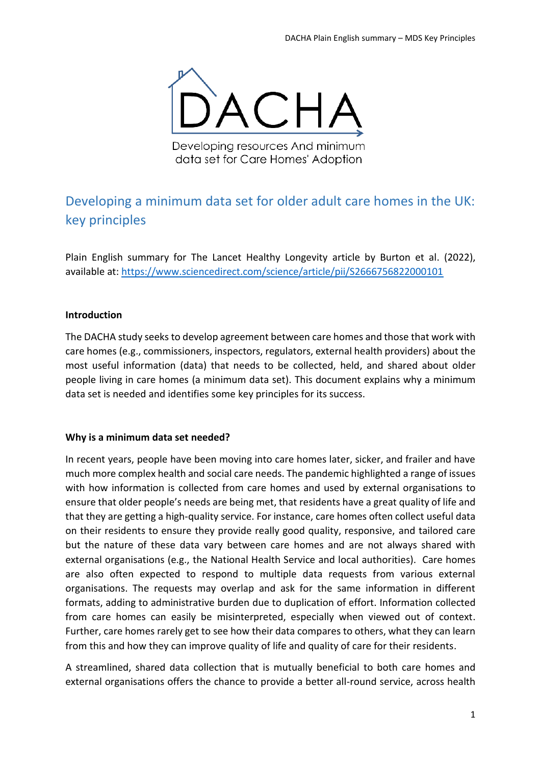DACHA

Developing resources And minimum data set for Care Homes' Adoption

# Developing a minimum data set for older adult care homes in the UK: key principles

Plain English summary for The Lancet Healthy Longevity article by Burton et al. (2022), available at: https://www.sciencedirect.com/science/article/pii/S2666756822000101

### Introduction

The DACHA study seeks to develop agreement between care homes and those that work with care homes (e.g., commissioners, inspectors, regulators, external health providers) about the most useful information (data) that needs to be collected, held, and shared about older people living in care homes (a minimum data set). This document explains why a minimum data set is needed and identifies some key principles for its success.

### Why is a minimum data set needed?

In recent years, people have been moving into care homes later, sicker, and frailer and have much more complex health and social care needs. The pandemic highlighted a range of issues with how information is collected from care homes and used by external organisations to ensure that older people's needs are being met, that residents have a great quality of life and that they are getting a high-quality service. For instance, care homes often collect useful data on their residents to ensure they provide really good quality, responsive, and tailored care but the nature of these data vary between care homes and are not always shared with external organisations (e.g., the National Health Service and local authorities). Care homes are also often expected to respond to multiple data requests from various external organisations. The requests may overlap and ask for the same information in different formats, adding to administrative burden due to duplication of effort. Information collected from care homes can easily be misinterpreted, especially when viewed out of context. Further, care homes rarely get to see how their data compares to others, what they can learn from this and how they can improve quality of life and quality of care for their residents.

A streamlined, shared data collection that is mutually beneficial to both care homes and external organisations offers the chance to provide a better all-round service, across health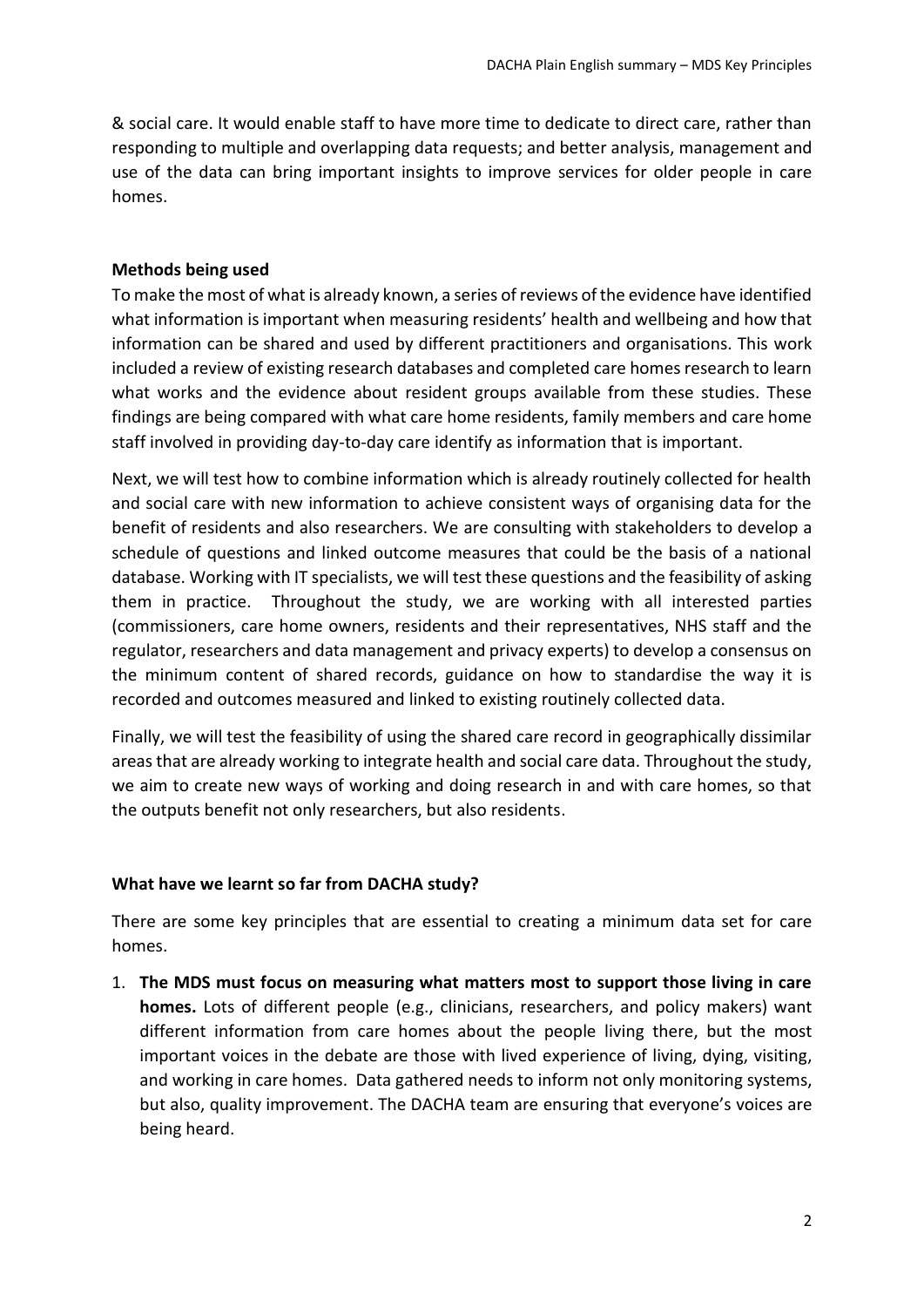& social care. It would enable staff to have more time to dedicate to direct care, rather than responding to multiple and overlapping data requests; and better analysis, management and use of the data can bring important insights to improve services for older people in care homes.

**Methods being used**

To make the most of what is already known, a series of reviews of the evidence have identified what information is important when measuring residents' health and wellbeing and how that information can be shared and used by different practitioners and organisations. This work included a review of existing research databases and completed care homes research to learn what works and the evidence about resident groups available from these studies. These findings are being compared with what care home residents, family members and care home staff involved in providing day-to-day care identify as information that is important.

Next, we will test how to combine information which is already routinely collected for health and social care with new information to achieve consistent ways of organising data for the benefit of residents and also researchers. We are consulting with stakeholders to develop a schedule of questions and linked outcome measures that could be the basis of a national database. Working with IT specialists, we will test these questions and the feasibility of asking them in practice. Throughout the study, we are working with all interested parties (commissioners, care home owners, residents and their representatives, NHS staff and the regulator, researchers and data management and privacy experts) to develop a consensus on the minimum content of shared records, guidance on how to standardise the way it is recorded and outcomes measured and linked to existing routinely collected data.

Finally, we will test the feasibility of using the shared care record in geographically dissimilar areas that are already working to integrate health and social care data. Throughout the study, we aim to create new ways of working and doing research in and with care homes, so that the outputs benefit not only researchers, but also residents.

**What have we learnt so far from DACHA study?**

There are some key principles that are essential to creating a minimum data set for care homes.

1. **The MDS must focus on measuring what matters most to support those living in care homes.** Lots of different people (e.g., clinicians, researchers, and policy makers) want different information from care homes about the people living there, but the most important voices in the debate are those with lived experience of living, dying, visiting, and working in care homes. Data gathered needs to inform not only monitoring systems, but also, quality improvement. The DACHA team are ensuring that everyone's voices are being heard.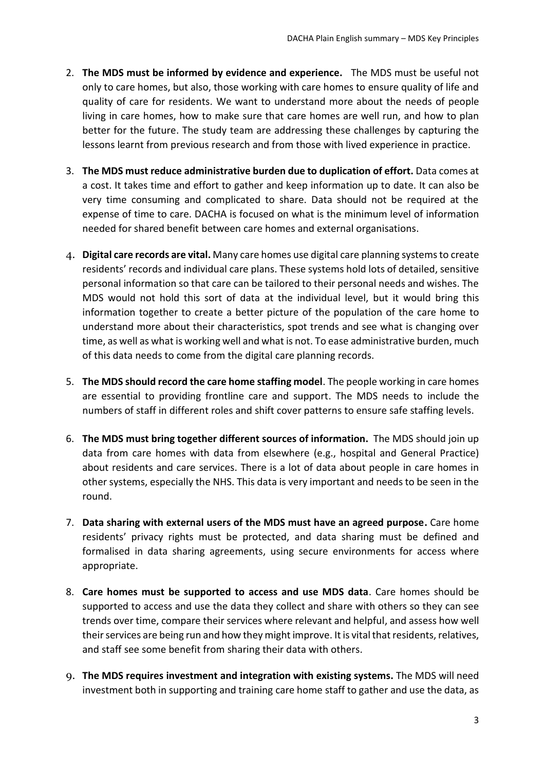2. **The MDS must be informed by evidence and experience.** The MDS must be useful not only to care homes, but also, those working with care homes to ensure quality of life and quality of care for residents. We want to understand more about the needs of people living in care homes, how to make sure that care homes are well run, and how to plan better for the future. The study team are addressing these challenges by capturing the lessons learnt from previous research and from those with lived experience in practice.

3. **The MDS must reduce administrative burden due to duplication of effort.** Data comes at a cost. It takes time and effort to gather and keep information up to date. It can also be very time consuming and complicated to share. Data should not be required at the expense of time to care. DACHA is focused on what is the minimum level of information needed for shared benefit between care homes and external organisations.

4. **Digital care records are vital.** Many care homes use digital care planning systems to create residents' records and individual care plans. These systems hold lots of detailed, sensitive personal information so that care can be tailored to their personal needs and wishes. The MDS would not hold this sort of data at the individual level, but it would bring this information together to create a better picture of the population of the care home to understand more about their characteristics, spot trends and see what is changing over time, as well as what is working well and what is not. To ease administrative burden, much of this data needs to come from the digital care planning records.

5. **The MDS should record the care home staffing model**. The people working in care homes are essential to providing frontline care and support. The MDS needs to include the numbers of staff in different roles and shift cover patterns to ensure safe staffing levels.

6. **The MDS must bring together different sources of information.** The MDS should join up data from care homes with data from elsewhere (e.g., hospital and General Practice) about residents and care services. There is a lot of data about people in care homes in other systems, especially the NHS. This data is very important and needs to be seen in the round.

7. **Data sharing with external users of the MDS must have an agreed purpose.** Care home residents' privacy rights must be protected, and data sharing must be defined and formalised in data sharing agreements, using secure environments for access where appropriate.

8. **Care homes must be supported to access and use MDS data**. Care homes should be supported to access and use the data they collect and share with others so they can see trends over time, compare their services where relevant and helpful, and assess how well their services are being run and how they might improve. It is vital that residents, relatives, and staff see some benefit from sharing their data with others.

9. **The MDS requires investment and integration with existing systems.** The MDS will need investment both in supporting and training care home staff to gather and use the data, as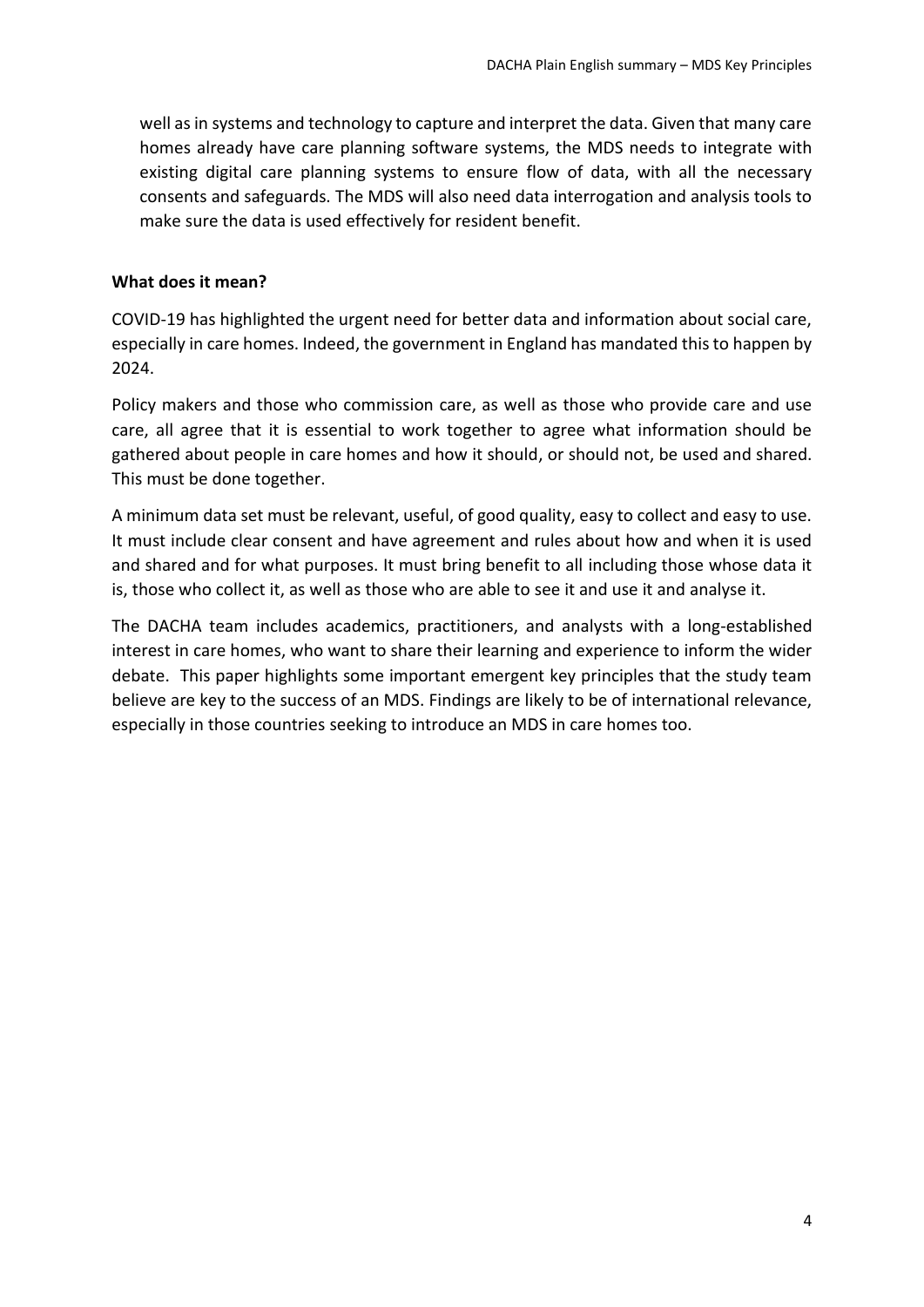well as in systems and technology to capture and interpret the data. Given that many care homes already have care planning software systems, the MDS needs to integrate with existing digital care planning systems to ensure flow of data, with all the necessary consents and safeguards. The MDS will also need data interrogation and analysis tools to make sure the data is used effectively for resident benefit.

**What does it mean?**

COVID-19 has highlighted the urgent need for better data and information about social care, especially in care homes. Indeed, the government in England has mandated this to happen by 2024.

Policy makers and those who commission care, as well as those who provide care and use care, all agree that it is essential to work together to agree what information should be gathered about people in care homes and how it should, or should not, be used and shared. This must be done together.

A minimum data set must be relevant, useful, of good quality, easy to collect and easy to use. It must include clear consent and have agreement and rules about how and when it is used and shared and for what purposes. It must bring benefit to all including those whose data it is, those who collect it, as well as those who are able to see it and use it and analyse it.

The DACHA team includes academics, practitioners, and analysts with a long-established interest in care homes, who want to share their learning and experience to inform the wider debate. This paper highlights some important emergent key principles that the study team believe are key to the success of an MDS. Findings are likely to be of international relevance, especially in those countries seeking to introduce an MDS in care homes too.